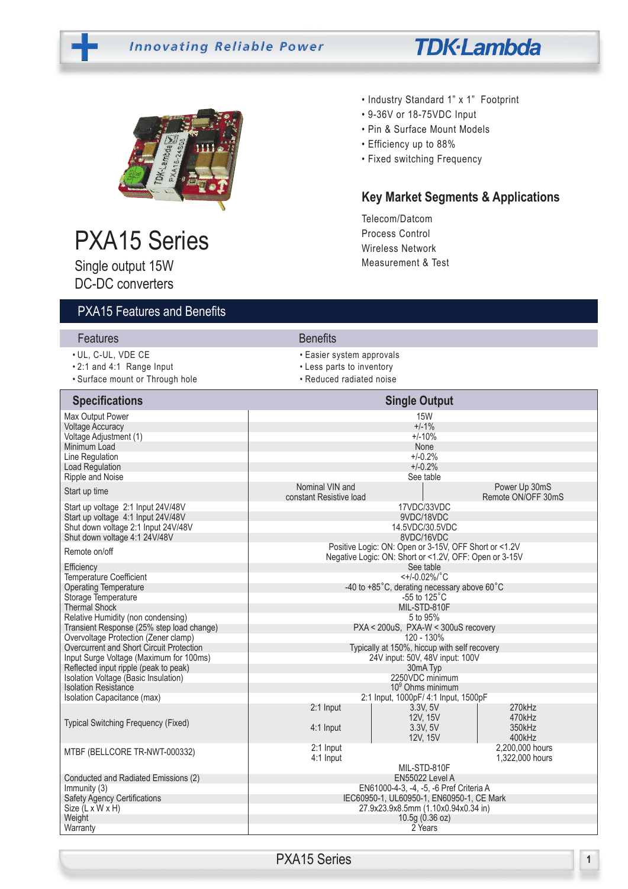Innovating Reliable Power

TDK-Lambda

- Industry Standard 1" x 1" Footprint
- 9-36V or 18-75VDC Input
- Pin & Surface Mount Models
- Efficiency up to 88%
- Fixed switching Frequency

## Key Market Segments & Applications

Telecom/Datcom
Process Control
Wireless Network
Measurement & Test

# PXA15 Series

Single output 15W
DC-DC converters

## PXA15 Features and Benefits

| Features | Benefits |
|---|---|
| • UL, C-UL, VDE CE | • Easier system approvals |
| • 2:1 and 4:1 Range Input | • Less parts to inventory |
| • Surface mount or Through hole | • Reduced radiated noise |

| Specifications | Single Output | | |
|---|---|---|---|
| Max Output Power | 15W | | |
| Voltage Accuracy | +/-1% | | |
| Voltage Adjustment (1) | +/-10% | | |
| Minimum Load | None | | |
| Line Regulation | +/-0.2% | | |
| Load Regulation | +/-0.2% | | |
| Ripple and Noise | See table | | |
| Start up time | Nominal VIN and constant Resistive load | Power Up 30mS<br>Remote ON/OFF 30mS | |
| Start up voltage 2:1 Input 24V/48V | 17VDC/33VDC | | |
| Start up voltage 4:1 Input 24V/48V | 9VDC/18VDC | | |
| Shut down voltage 2:1 Input 24V/48V | 14.5VDC/30.5VDC | | |
| Shut down voltage 4:1 24V/48V | 8VDC/16VDC | | |
| Remote on/off | Positive Logic: ON: Open or 3-15V, OFF Short or <1.2V<br>Negative Logic: ON: Short or <1.2V, OFF: Open or 3-15V | | |
| Efficiency | See table | | |
| Temperature Coefficient | <+/-0.02%/˚C | | |
| Operating Temperature | -40 to +85˚C, derating necessary above 60˚C | | |
| Storage Temperature | -55 to 125˚C | | |
| Thermal Shock | MIL-STD-810F | | |
| Relative Humidity (non condensing) | 5 to 95% | | |
| Transient Response (25% step load change) | PXA < 200uS, PXA-W < 300uS recovery | | |
| Overvoltage Protection (Zener clamp) | 120 - 130% | | |
| Overcurrent and Short Circuit Protection | Typically at 150%, hiccup with self recovery | | |
| Input Surge Voltage (Maximum for 100ms) | 24V input: 50V, 48V input: 100V | | |
| Reflected input ripple (peak to peak) | 30mA Typ | | |
| Isolation Voltage (Basic Insulation) | 2250VDC minimum | | |
| Isolation Resistance | $10^9$ Ohms minimum | | |
| Isolation Capacitance (max) | 2:1 Input, 1000pF/ 4:1 Input, 1500pF | | |
| Typical Switching Frequency (Fixed) | 2:1 Input | 3.3V, 5V<br>12V, 15V | 270kHz<br>470kHz |
| | 4:1 Input | 3.3V, 5V<br>12V, 15V | 350kHz<br>400kHz |
| MTBF (BELLCORE TR-NWT-000332) | 2:1 Input<br>4:1 Input | | 2,200,000 hours<br>1,322,000 hours |
| | MIL-STD-810F | | |
| Conducted and Radiated Emissions (2) | EN55022 Level A | | |
| Immunity (3) | EN61000-4-3, -4, -5, -6 Pref Criteria A | | |
| Safety Agency Certifications | IEC60950-1, UL60950-1, EN60950-1, CE Mark | | |
| Size (L x W x H) | 27.9x23.9x8.5mm (1.10x0.94x0.34 in) | | |
| Weight | 10.5g (0.36 oz) | | |
| Warranty | 2 Years | | |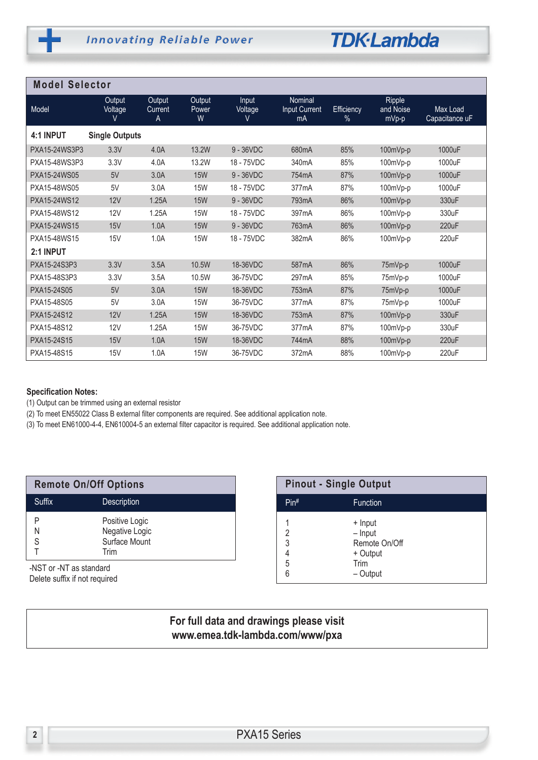## Model Selector

| Model | Output Voltage V | Output Current A | Output Power W | Input Voltage V | Nominal Input Current mA | Efficiency % | Ripple and Noise mVp-p | Max Load Capacitance uF |
|---|---|---|---|---|---|---|---|---|
| **4:1 INPUT** | **Single Outputs** | | | | | | | |
| PXA15-24WS3P3 | 3.3V | 4.0A | 13.2W | 9 - 36VDC | 680mA | 85% | 100mVp-p | 1000uF |
| PXA15-48WS3P3 | 3.3V | 4.0A | 13.2W | 18 - 75VDC | 340mA | 85% | 100mVp-p | 1000uF |
| PXA15-24WS05 | 5V | 3.0A | 15W | 9 - 36VDC | 754mA | 87% | 100mVp-p | 1000uF |
| PXA15-48WS05 | 5V | 3.0A | 15W | 18 - 75VDC | 377mA | 87% | 100mVp-p | 1000uF |
| PXA15-24WS12 | 12V | 1.25A | 15W | 9 - 36VDC | 793mA | 86% | 100mVp-p | 330uF |
| PXA15-48WS12 | 12V | 1.25A | 15W | 18 - 75VDC | 397mA | 86% | 100mVp-p | 330uF |
| PXA15-24WS15 | 15V | 1.0A | 15W | 9 - 36VDC | 763mA | 86% | 100mVp-p | 220uF |
| PXA15-48WS15 | 15V | 1.0A | 15W | 18 - 75VDC | 382mA | 86% | 100mVp-p | 220uF |
| **2:1 INPUT** | | | | | | | | |
| PXA15-24S3P3 | 3.3V | 3.5A | 10.5W | 18-36VDC | 587mA | 86% | 75mVp-p | 1000uF |
| PXA15-48S3P3 | 3.3V | 3.5A | 10.5W | 36-75VDC | 297mA | 85% | 75mVp-p | 1000uF |
| PXA15-24S05 | 5V | 3.0A | 15W | 18-36VDC | 753mA | 87% | 75mVp-p | 1000uF |
| PXA15-48S05 | 5V | 3.0A | 15W | 36-75VDC | 377mA | 87% | 75mVp-p | 1000uF |
| PXA15-24S12 | 12V | 1.25A | 15W | 18-36VDC | 753mA | 87% | 100mVp-p | 330uF |
| PXA15-48S12 | 12V | 1.25A | 15W | 36-75VDC | 377mA | 87% | 100mVp-p | 330uF |
| PXA15-24S15 | 15V | 1.0A | 15W | 18-36VDC | 744mA | 88% | 100mVp-p | 220uF |
| PXA15-48S15 | 15V | 1.0A | 15W | 36-75VDC | 372mA | 88% | 100mVp-p | 220uF |

**Specification Notes:**

(1) Output can be trimmed using an external resistor

(2) To meet EN55022 Class B external filter components are required. See additional application note.

(3) To meet EN61000-4-4, EN610004-5 an external filter capacitor is required. See additional application note.

## Remote On/Off Options

| Suffix | Description |
|---|---|
| P | Positive Logic |
| N | Negative Logic |
| S | Surface Mount |
| T | Trim |

-NST or -NT as standard
Delete suffix if not required

## Pinout - Single Output

| Pin# | Function |
|---|---|
| 1 | + Input |
| 2 | – Input |
| 3 | Remote On/Off |
| 4 | + Output |
| 5 | Trim |
| 6 | – Output |

**For full data and drawings please visit**
**www.emea.tdk-lambda.com/www/pxa**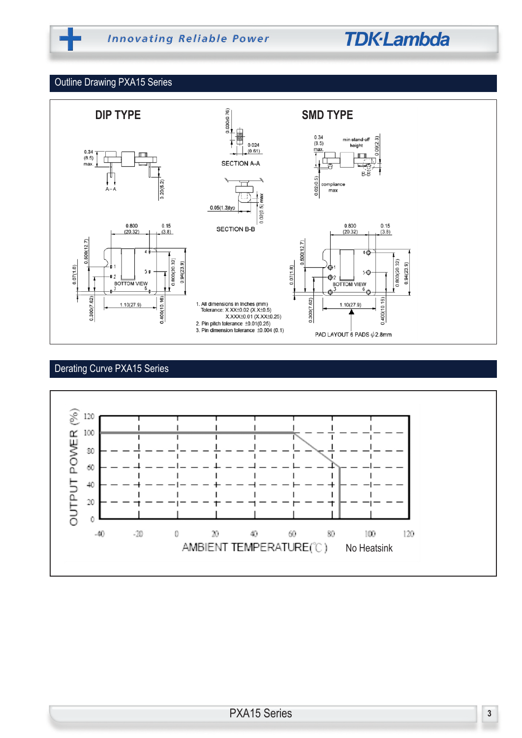## Outline Drawing PXA15 Series

### DIP TYPE

0.34 (8.5) max

A–A

0.20(5.2)

0.030(0.76)

0.024 (0.61)

SECTION A-A

0.05(1.3)typ

0.02(0.5) max

SECTION B-B

0.800 (20.32)

0.15 (3.8)

0.500(12.7)

0.07(1.8)

0.300(7.62)

1.10(27.9)

0.400(10.16)

0.800(20.32)

0.94(23.9)

BOTTOM VIEW

### SMD TYPE

0.34 (8.5) max.

min stand-off height

0.09(2.3)

B-B

0.02(0.5)

compliance max

0.800 (20.32)

0.15 (3.8)

0.500(12.7)

0.07(1.8)

0.300(7.62)

1.10(27.9)

0.400(10.16)

0.800(20.32)

0.94(23.9)

BOTTOM VIEW

PAD LAYOUT 6 PADS φ2.8mm

1. All dimensions in Inches (mm)
   Tolerance: X.XX±0.02 (X.X±0.5)
   X.XXX±0.01 (X.XX±0.25)
2. Pin pitch tolerance ±0.01(0.25)
3. Pin dimension tolerance ±0.004 (0.1)

## Derating Curve PXA15 Series

OUTPUT POWER (%)

AMBIENT TEMPERATURE(°C)

No Heatsink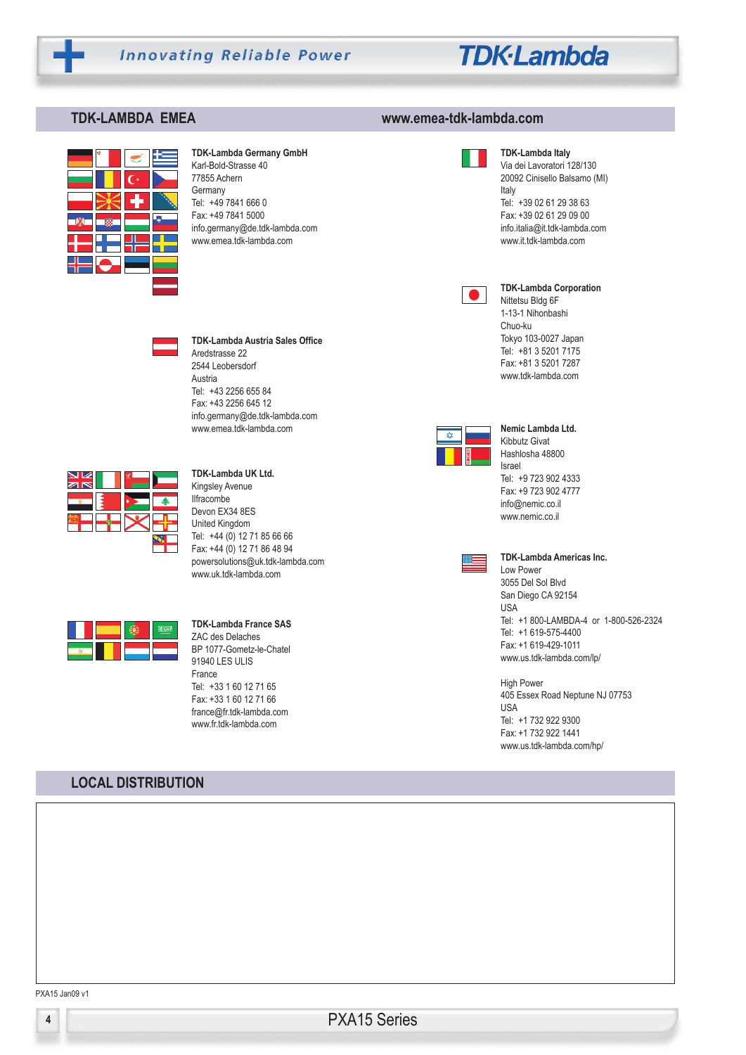## TDK-LAMBDA EMEA

www.emea-tdk-lambda.com

**TDK-Lambda Germany GmbH**
Karl-Bold-Strasse 40
77855 Achern
Germany
Tel: +49 7841 666 0
Fax: +49 7841 5000
info.germany@de.tdk-lambda.com
www.emea.tdk-lambda.com

**TDK-Lambda Austria Sales Office**
Aredstrasse 22
2544 Leobersdorf
Austria
Tel: +43 2256 655 84
Fax: +43 2256 645 12
info.germany@de.tdk-lambda.com
www.emea.tdk-lambda.com

**TDK-Lambda UK Ltd.**
Kingsley Avenue
Ilfracombe
Devon EX34 8ES
United Kingdom
Tel: +44 (0) 12 71 85 66 66
Fax: +44 (0) 12 71 86 48 94
powersolutions@uk.tdk-lambda.com
www.uk.tdk-lambda.com

**TDK-Lambda France SAS**
ZAC des Delaches
BP 1077-Gometz-le-Chatel
91940 LES ULIS
France
Tel: +33 1 60 12 71 65
Fax: +33 1 60 12 71 66
france@fr.tdk-lambda.com
www.fr.tdk-lambda.com

**TDK-Lambda Italy**
Via dei Lavoratori 128/130
20092 Cinisello Balsamo (MI)
Italy
Tel: +39 02 61 29 38 63
Fax: +39 02 61 29 09 00
info.italia@it.tdk-lambda.com
www.it.tdk-lambda.com

**TDK-Lambda Corporation**
Nittetsu Bldg 6F
1-13-1 Nihonbashi
Chuo-ku
Tokyo 103-0027 Japan
Tel: +81 3 5201 7175
Fax: +81 3 5201 7287
www.tdk-lambda.com

**Nemic Lambda Ltd.**
Kibbutz Givat
Hashlosha 48800
Israel
Tel: +9 723 902 4333
Fax: +9 723 902 4777
info@nemic.co.il
www.nemic.co.il

**TDK-Lambda Americas Inc.**
Low Power
3055 Del Sol Blvd
San Diego CA 92154
USA
Tel: +1 800-LAMBDA-4 or 1-800-526-2324
Tel: +1 619-575-4400
Fax: +1 619-429-1011
www.us.tdk-lambda.com/lp/

High Power
405 Essex Road Neptune NJ 07753
USA
Tel: +1 732 922 9300
Fax: +1 732 922 1441
www.us.tdk-lambda.com/hp/

## LOCAL DISTRIBUTION

PXA15 Jan09 v1